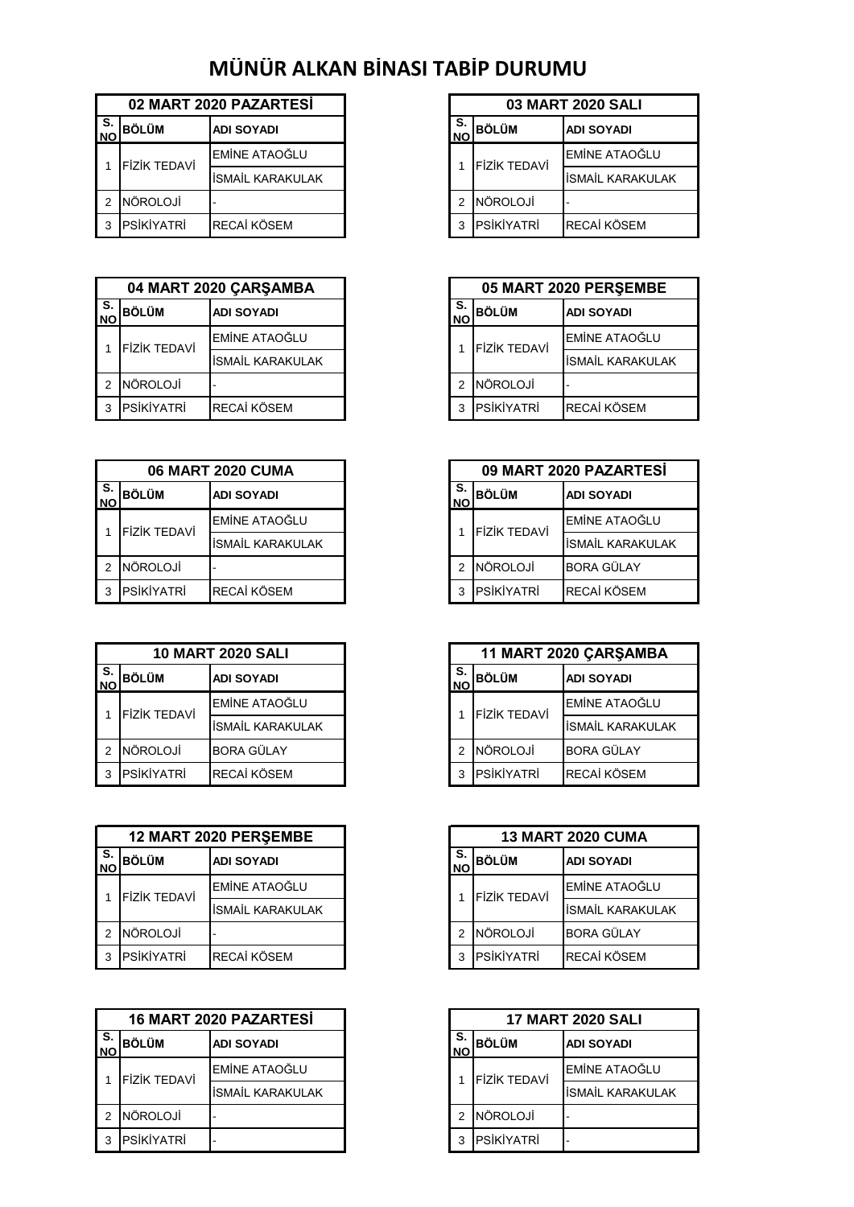# MÜNÜR ALKAN BİNASI TABİP DURUMU

| 02 MART 2020 PAZARTESİ | | |
|---|---|---|
| S. NO | BÖLÜM | ADI SOYADI |
| 1 | FİZİK TEDAVİ | EMİNE ATAOĞLU |
| | | İSMAİL KARAKULAK |
| 2 | NÖROLOJİ | - |
| 3 | PSİKİYATRİ | RECAİ KÖSEM |

| 03 MART 2020 SALI | | |
|---|---|---|
| S. NO | BÖLÜM | ADI SOYADI |
| 1 | FİZİK TEDAVİ | EMİNE ATAOĞLU |
| | | İSMAİL KARAKULAK |
| 2 | NÖROLOJİ | - |
| 3 | PSİKİYATRİ | RECAİ KÖSEM |

| 04 MART 2020 ÇARŞAMBA | | |
|---|---|---|
| S. NO | BÖLÜM | ADI SOYADI |
| 1 | FİZİK TEDAVİ | EMİNE ATAOĞLU |
| | | İSMAİL KARAKULAK |
| 2 | NÖROLOJİ | - |
| 3 | PSİKİYATRİ | RECAİ KÖSEM |

| 05 MART 2020 PERŞEMBE | | |
|---|---|---|
| S. NO | BÖLÜM | ADI SOYADI |
| 1 | FİZİK TEDAVİ | EMİNE ATAOĞLU |
| | | İSMAİL KARAKULAK |
| 2 | NÖROLOJİ | - |
| 3 | PSİKİYATRİ | RECAİ KÖSEM |

| 06 MART 2020 CUMA | | |
|---|---|---|
| S. NO | BÖLÜM | ADI SOYADI |
| 1 | FİZİK TEDAVİ | EMİNE ATAOĞLU |
| | | İSMAİL KARAKULAK |
| 2 | NÖROLOJİ | - |
| 3 | PSİKİYATRİ | RECAİ KÖSEM |

| 09 MART 2020 PAZARTESİ | | |
|---|---|---|
| S. NO | BÖLÜM | ADI SOYADI |
| 1 | FİZİK TEDAVİ | EMİNE ATAOĞLU |
| | | İSMAİL KARAKULAK |
| 2 | NÖROLOJİ | BORA GÜLAY |
| 3 | PSİKİYATRİ | RECAİ KÖSEM |

| 10 MART 2020 SALI | | |
|---|---|---|
| S. NO | BÖLÜM | ADI SOYADI |
| 1 | FİZİK TEDAVİ | EMİNE ATAOĞLU |
| | | İSMAİL KARAKULAK |
| 2 | NÖROLOJİ | BORA GÜLAY |
| 3 | PSİKİYATRİ | RECAİ KÖSEM |

| 11 MART 2020 ÇARŞAMBA | | |
|---|---|---|
| S. NO | BÖLÜM | ADI SOYADI |
| 1 | FİZİK TEDAVİ | EMİNE ATAOĞLU |
| | | İSMAİL KARAKULAK |
| 2 | NÖROLOJİ | BORA GÜLAY |
| 3 | PSİKİYATRİ | RECAİ KÖSEM |

| 12 MART 2020 PERŞEMBE | | |
|---|---|---|
| S. NO | BÖLÜM | ADI SOYADI |
| 1 | FİZİK TEDAVİ | EMİNE ATAOĞLU |
| | | İSMAİL KARAKULAK |
| 2 | NÖROLOJİ | - |
| 3 | PSİKİYATRİ | RECAİ KÖSEM |

| 13 MART 2020 CUMA | | |
|---|---|---|
| S. NO | BÖLÜM | ADI SOYADI |
| 1 | FİZİK TEDAVİ | EMİNE ATAOĞLU |
| | | İSMAİL KARAKULAK |
| 2 | NÖROLOJİ | BORA GÜLAY |
| 3 | PSİKİYATRİ | RECAİ KÖSEM |

| 16 MART 2020 PAZARTESİ | | |
|---|---|---|
| S. NO | BÖLÜM | ADI SOYADI |
| 1 | FİZİK TEDAVİ | EMİNE ATAOĞLU |
| | | İSMAİL KARAKULAK |
| 2 | NÖROLOJİ | - |
| 3 | PSİKİYATRİ | - |

| 17 MART 2020 SALI | | |
|---|---|---|
| S. NO | BÖLÜM | ADI SOYADI |
| 1 | FİZİK TEDAVİ | EMİNE ATAOĞLU |
| | | İSMAİL KARAKULAK |
| 2 | NÖROLOJİ | - |
| 3 | PSİKİYATRİ | - |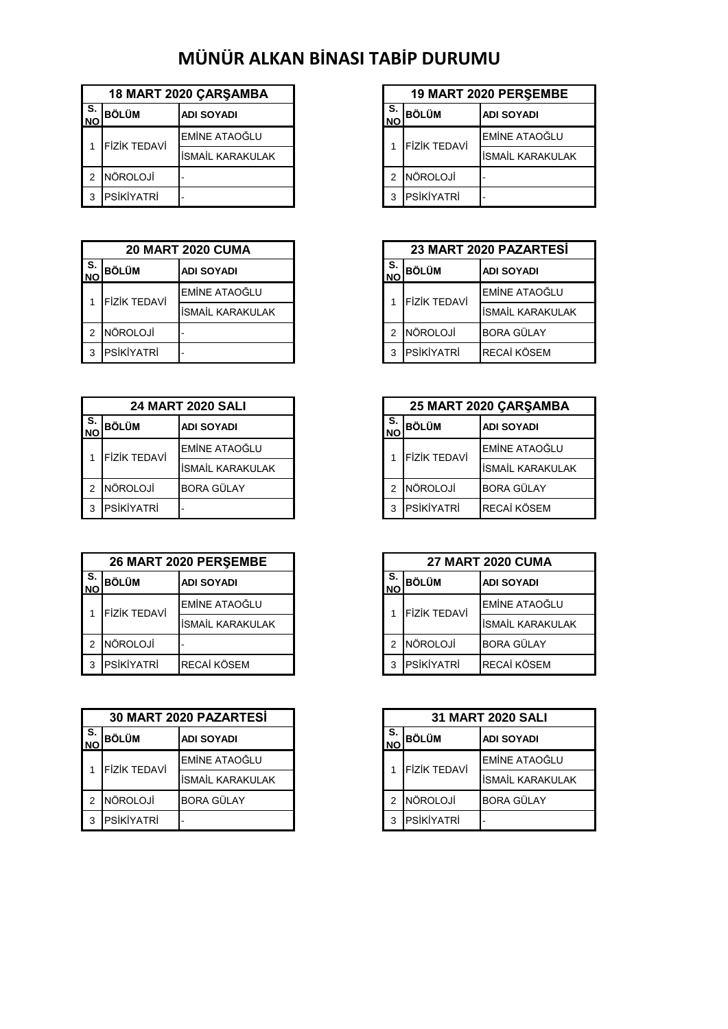# MÜNÜR ALKAN BİNASI TABİP DURUMU

| 18 MART 2020 ÇARŞAMBA | | |
|---|---|---|
| S. NO | BÖLÜM | ADI SOYADI |
| 1 | FİZİK TEDAVİ | EMİNE ATAOĞLU |
| | | İSMAİL KARAKULAK |
| 2 | NÖROLOJİ | - |
| 3 | PSİKİYATRİ | - |

| 19 MART 2020 PERŞEMBE | | |
|---|---|---|
| S. NO | BÖLÜM | ADI SOYADI |
| 1 | FİZİK TEDAVİ | EMİNE ATAOĞLU |
| | | İSMAİL KARAKULAK |
| 2 | NÖROLOJİ | - |
| 3 | PSİKİYATRİ | - |

| 20 MART 2020 CUMA | | |
|---|---|---|
| S. NO | BÖLÜM | ADI SOYADI |
| 1 | FİZİK TEDAVİ | EMİNE ATAOĞLU |
| | | İSMAİL KARAKULAK |
| 2 | NÖROLOJİ | - |
| 3 | PSİKİYATRİ | - |

| 23 MART 2020 PAZARTESİ | | |
|---|---|---|
| S. NO | BÖLÜM | ADI SOYADI |
| 1 | FİZİK TEDAVİ | EMİNE ATAOĞLU |
| | | İSMAİL KARAKULAK |
| 2 | NÖROLOJİ | BORA GÜLAY |
| 3 | PSİKİYATRİ | RECAİ KÖSEM |

| 24 MART 2020 SALI | | |
|---|---|---|
| S. NO | BÖLÜM | ADI SOYADI |
| 1 | FİZİK TEDAVİ | EMİNE ATAOĞLU |
| | | İSMAİL KARAKULAK |
| 2 | NÖROLOJİ | BORA GÜLAY |
| 3 | PSİKİYATRİ | - |

| 25 MART 2020 ÇARŞAMBA | | |
|---|---|---|
| S. NO | BÖLÜM | ADI SOYADI |
| 1 | FİZİK TEDAVİ | EMİNE ATAOĞLU |
| | | İSMAİL KARAKULAK |
| 2 | NÖROLOJİ | BORA GÜLAY |
| 3 | PSİKİYATRİ | RECAİ KÖSEM |

| 26 MART 2020 PERŞEMBE | | |
|---|---|---|
| S. NO | BÖLÜM | ADI SOYADI |
| 1 | FİZİK TEDAVİ | EMİNE ATAOĞLU |
| | | İSMAİL KARAKULAK |
| 2 | NÖROLOJİ | - |
| 3 | PSİKİYATRİ | RECAİ KÖSEM |

| 27 MART 2020 CUMA | | |
|---|---|---|
| S. NO | BÖLÜM | ADI SOYADI |
| 1 | FİZİK TEDAVİ | EMİNE ATAOĞLU |
| | | İSMAİL KARAKULAK |
| 2 | NÖROLOJİ | BORA GÜLAY |
| 3 | PSİKİYATRİ | RECAİ KÖSEM |

| 30 MART 2020 PAZARTESİ | | |
|---|---|---|
| S. NO | BÖLÜM | ADI SOYADI |
| 1 | FİZİK TEDAVİ | EMİNE ATAOĞLU |
| | | İSMAİL KARAKULAK |
| 2 | NÖROLOJİ | BORA GÜLAY |
| 3 | PSİKİYATRİ | - |

| 31 MART 2020 SALI | | |
|---|---|---|
| S. NO | BÖLÜM | ADI SOYADI |
| 1 | FİZİK TEDAVİ | EMİNE ATAOĞLU |
| | | İSMAİL KARAKULAK |
| 2 | NÖROLOJİ | BORA GÜLAY |
| 3 | PSİKİYATRİ | - |